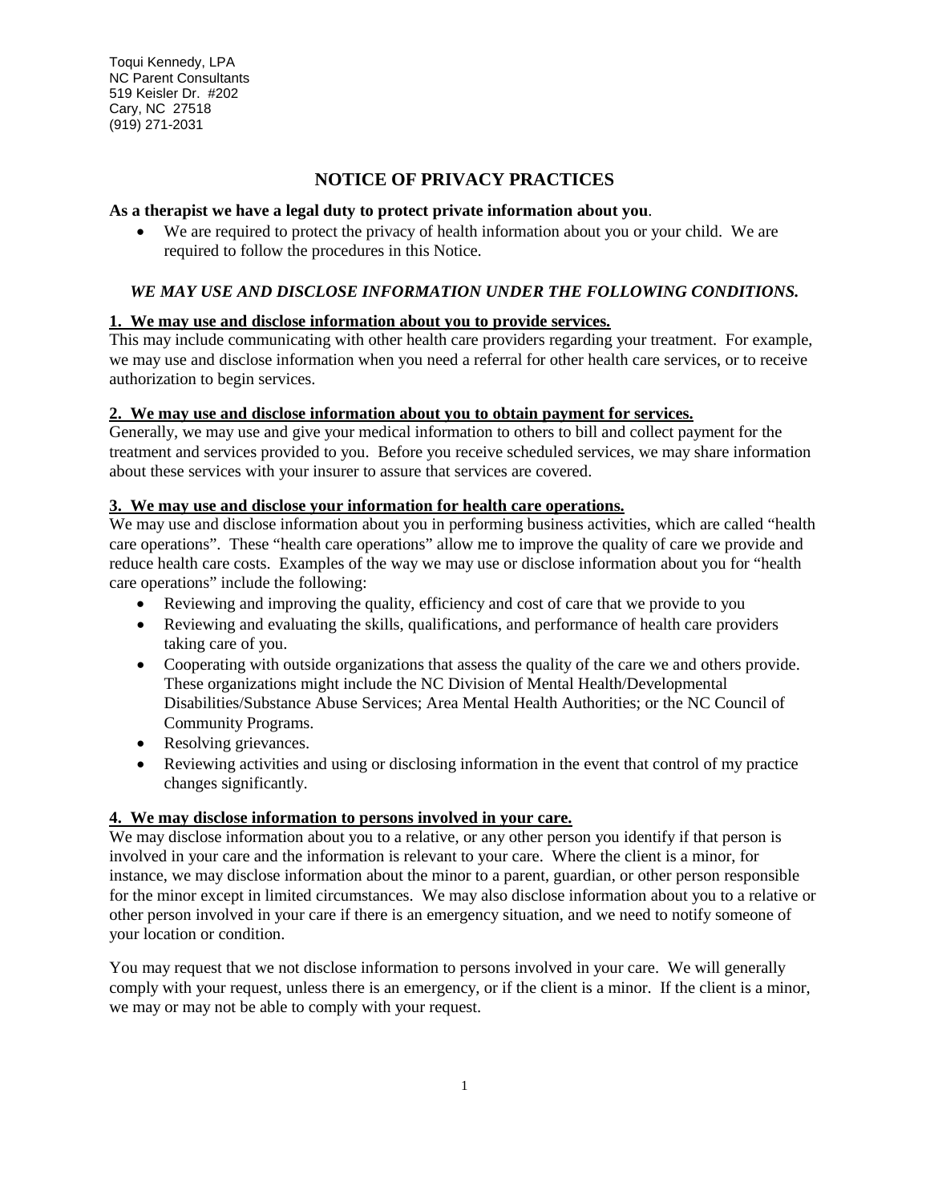Toqui Kennedy, LPA
NC Parent Consultants
519 Keisler Dr. #202
Cary, NC 27518
(919) 271-2031

# NOTICE OF PRIVACY PRACTICES

**As a therapist we have a legal duty to protect private information about you**.

- We are required to protect the privacy of health information about you or your child. We are required to follow the procedures in this Notice.

***WE MAY USE AND DISCLOSE INFORMATION UNDER THE FOLLOWING CONDITIONS.***

**1. We may use and disclose information about you to provide services.**

This may include communicating with other health care providers regarding your treatment. For example, we may use and disclose information when you need a referral for other health care services, or to receive authorization to begin services.

**2. We may use and disclose information about you to obtain payment for services.**

Generally, we may use and give your medical information to others to bill and collect payment for the treatment and services provided to you. Before you receive scheduled services, we may share information about these services with your insurer to assure that services are covered.

**3. We may use and disclose your information for health care operations.**

We may use and disclose information about you in performing business activities, which are called "health care operations". These "health care operations" allow me to improve the quality of care we provide and reduce health care costs. Examples of the way we may use or disclose information about you for "health care operations" include the following:

- Reviewing and improving the quality, efficiency and cost of care that we provide to you
- Reviewing and evaluating the skills, qualifications, and performance of health care providers taking care of you.
- Cooperating with outside organizations that assess the quality of the care we and others provide. These organizations might include the NC Division of Mental Health/Developmental Disabilities/Substance Abuse Services; Area Mental Health Authorities; or the NC Council of Community Programs.
- Resolving grievances.
- Reviewing activities and using or disclosing information in the event that control of my practice changes significantly.

**4. We may disclose information to persons involved in your care.**

We may disclose information about you to a relative, or any other person you identify if that person is involved in your care and the information is relevant to your care. Where the client is a minor, for instance, we may disclose information about the minor to a parent, guardian, or other person responsible for the minor except in limited circumstances. We may also disclose information about you to a relative or other person involved in your care if there is an emergency situation, and we need to notify someone of your location or condition.

You may request that we not disclose information to persons involved in your care. We will generally comply with your request, unless there is an emergency, or if the client is a minor. If the client is a minor, we may or may not be able to comply with your request.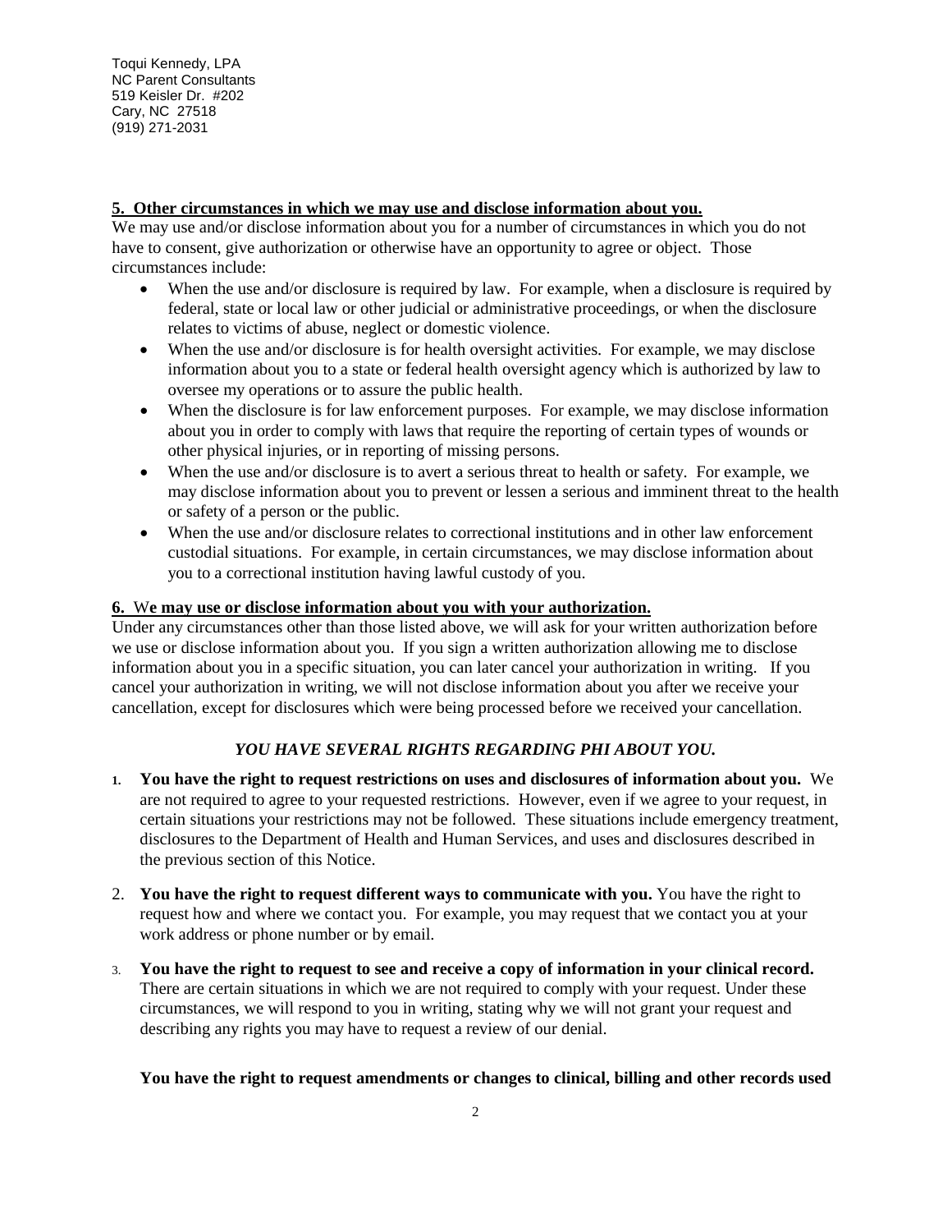Toqui Kennedy, LPA
NC Parent Consultants
519 Keisler Dr. #202
Cary, NC 27518
(919) 271-2031

**5. Other circumstances in which we may use and disclose information about you.**
We may use and/or disclose information about you for a number of circumstances in which you do not have to consent, give authorization or otherwise have an opportunity to agree or object. Those circumstances include:

- When the use and/or disclosure is required by law. For example, when a disclosure is required by federal, state or local law or other judicial or administrative proceedings, or when the disclosure relates to victims of abuse, neglect or domestic violence.
- When the use and/or disclosure is for health oversight activities. For example, we may disclose information about you to a state or federal health oversight agency which is authorized by law to oversee my operations or to assure the public health.
- When the disclosure is for law enforcement purposes. For example, we may disclose information about you in order to comply with laws that require the reporting of certain types of wounds or other physical injuries, or in reporting of missing persons.
- When the use and/or disclosure is to avert a serious threat to health or safety. For example, we may disclose information about you to prevent or lessen a serious and imminent threat to the health or safety of a person or the public.
- When the use and/or disclosure relates to correctional institutions and in other law enforcement custodial situations. For example, in certain circumstances, we may disclose information about you to a correctional institution having lawful custody of you.

**6. We may use or disclose information about you with your authorization.**
Under any circumstances other than those listed above, we will ask for your written authorization before we use or disclose information about you. If you sign a written authorization allowing me to disclose information about you in a specific situation, you can later cancel your authorization in writing. If you cancel your authorization in writing, we will not disclose information about you after we receive your cancellation, except for disclosures which were being processed before we received your cancellation.

***YOU HAVE SEVERAL RIGHTS REGARDING PHI ABOUT YOU.***

1. **You have the right to request restrictions on uses and disclosures of information about you.** We are not required to agree to your requested restrictions. However, even if we agree to your request, in certain situations your restrictions may not be followed. These situations include emergency treatment, disclosures to the Department of Health and Human Services, and uses and disclosures described in the previous section of this Notice.

2. **You have the right to request different ways to communicate with you.** You have the right to request how and where we contact you. For example, you may request that we contact you at your work address or phone number or by email.

3. **You have the right to request to see and receive a copy of information in your clinical record.** There are certain situations in which we are not required to comply with your request. Under these circumstances, we will respond to you in writing, stating why we will not grant your request and describing any rights you may have to request a review of our denial.

**You have the right to request amendments or changes to clinical, billing and other records used**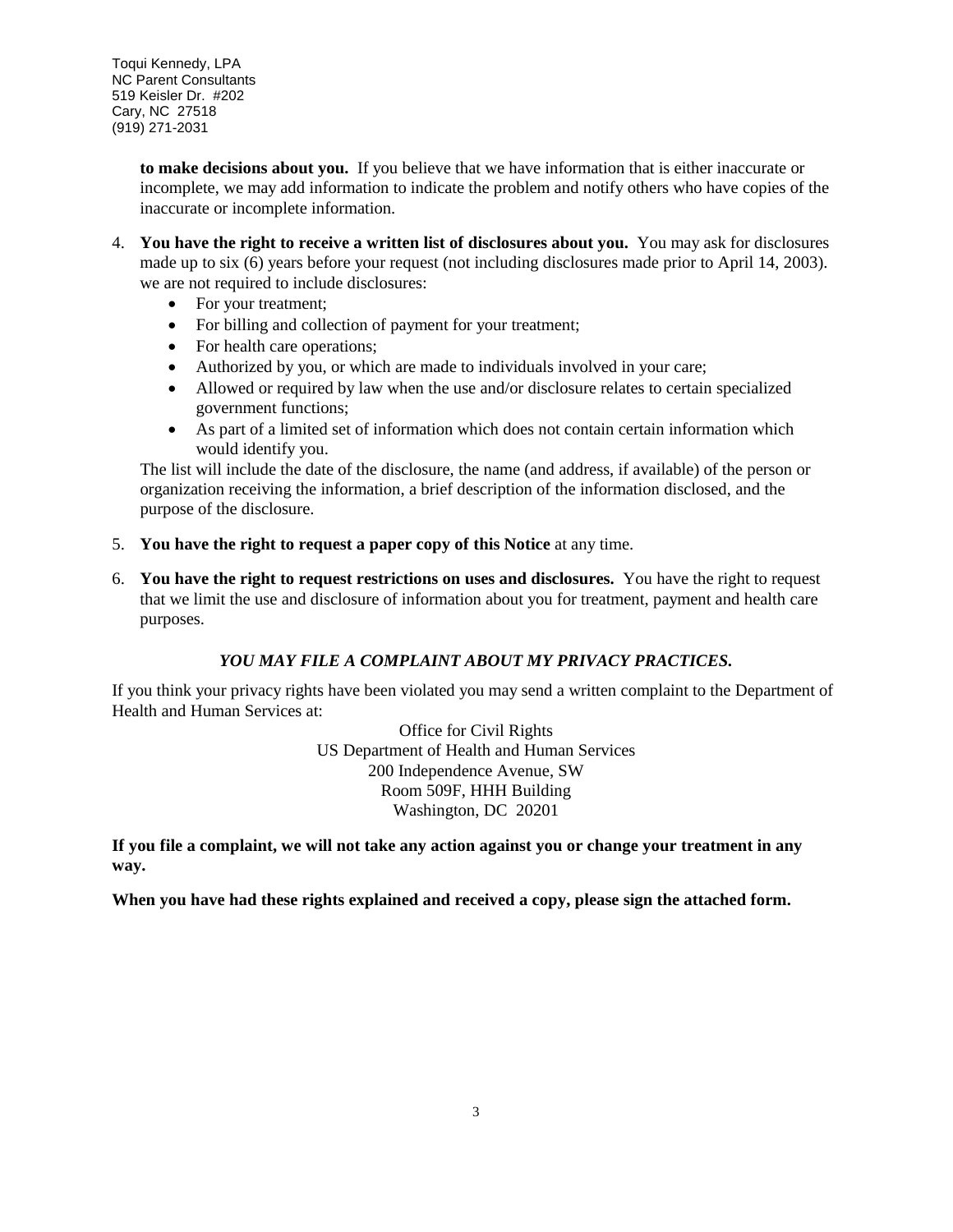**to make decisions about you.** If you believe that we have information that is either inaccurate or incomplete, we may add information to indicate the problem and notify others who have copies of the inaccurate or incomplete information.

4. **You have the right to receive a written list of disclosures about you.** You may ask for disclosures made up to six (6) years before your request (not including disclosures made prior to April 14, 2003). we are not required to include disclosures:
   - For your treatment;
   - For billing and collection of payment for your treatment;
   - For health care operations;
   - Authorized by you, or which are made to individuals involved in your care;
   - Allowed or required by law when the use and/or disclosure relates to certain specialized government functions;
   - As part of a limited set of information which does not contain certain information which would identify you.

   The list will include the date of the disclosure, the name (and address, if available) of the person or organization receiving the information, a brief description of the information disclosed, and the purpose of the disclosure.

5. **You have the right to request a paper copy of this Notice** at any time.

6. **You have the right to request restrictions on uses and disclosures.** You have the right to request that we limit the use and disclosure of information about you for treatment, payment and health care purposes.

***YOU MAY FILE A COMPLAINT ABOUT MY PRIVACY PRACTICES.***

If you think your privacy rights have been violated you may send a written complaint to the Department of Health and Human Services at:

Office for Civil Rights
US Department of Health and Human Services
200 Independence Avenue, SW
Room 509F, HHH Building
Washington, DC 20201

**If you file a complaint, we will not take any action against you or change your treatment in any way.**

**When you have had these rights explained and received a copy, please sign the attached form.**